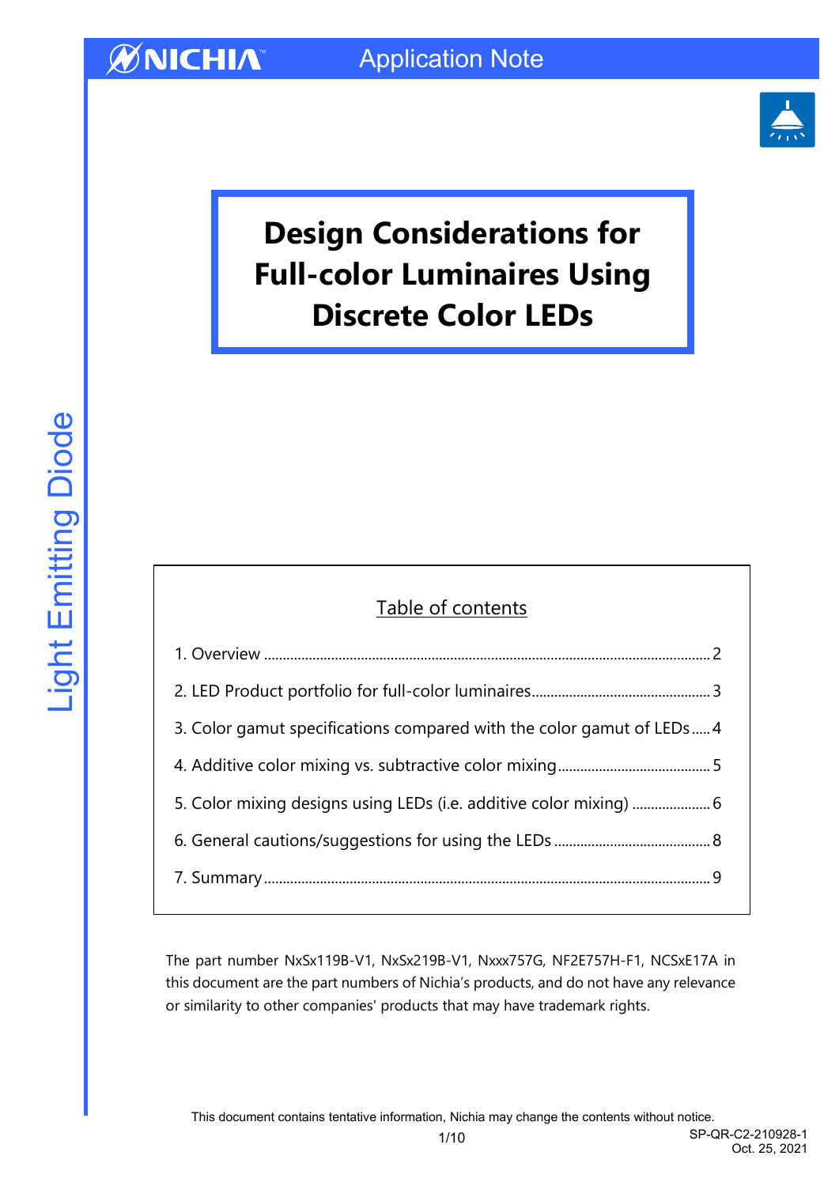# Design Considerations for Full-color Luminaires Using Discrete Color LEDs

## Table of contents

1. Overview ........................................................ 2
2. LED Product portfolio for full-color luminaires ........................................................ 3
3. Color gamut specifications compared with the color gamut of LEDs ........................................................ 4
4. Additive color mixing vs. subtractive color mixing ........................................................ 5
5. Color mixing designs using LEDs (i.e. additive color mixing) ........................................................ 6
6. General cautions/suggestions for using the LEDs ........................................................ 8
7. Summary ........................................................ 9

The part number NxSx119B-V1, NxSx219B-V1, Nxxx757G, NF2E757H-F1, NCSxE17A in this document are the part numbers of Nichia's products, and do not have any relevance or similarity to other companies' products that may have trademark rights.

This document contains tentative information, Nichia may change the contents without notice.

SP-QR-C2-210928-1
Oct. 25, 2021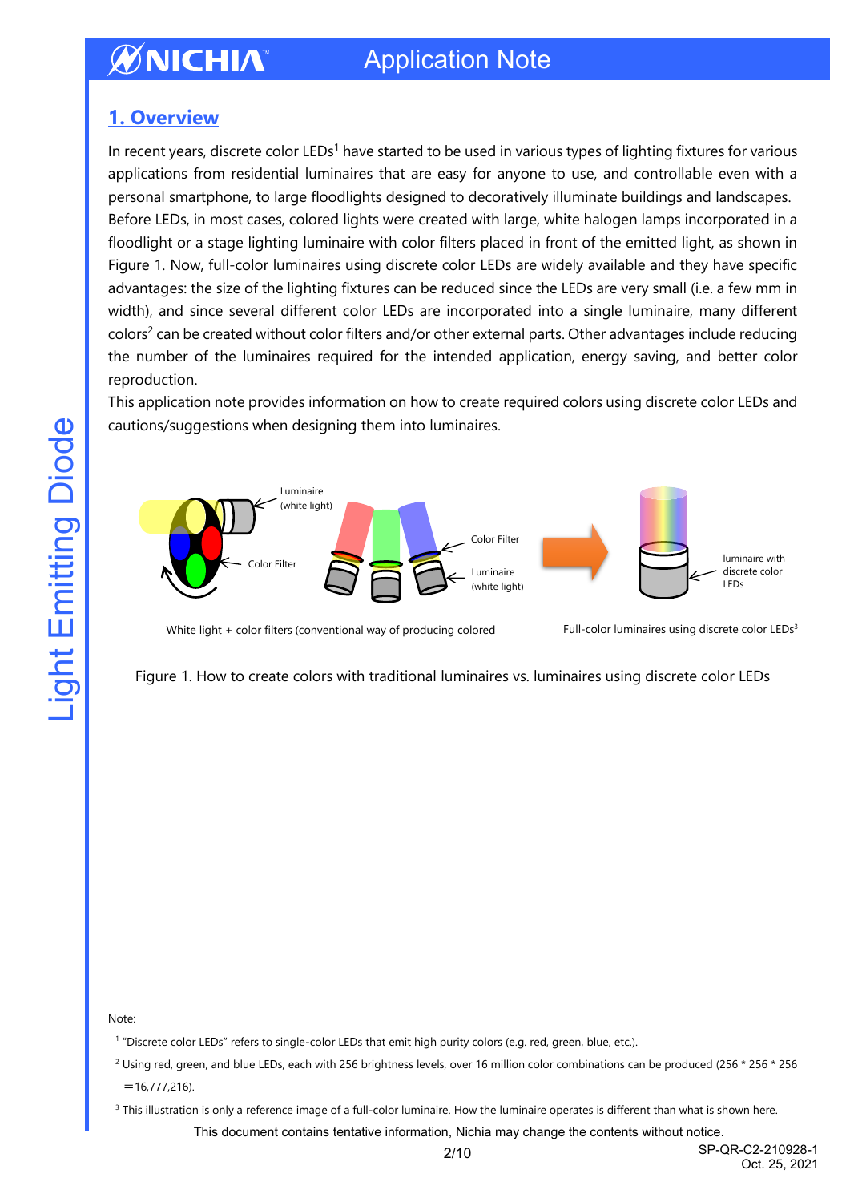## 1. Overview

In recent years, discrete color LEDs[1] have started to be used in various types of lighting fixtures for various applications from residential luminaires that are easy for anyone to use, and controllable even with a personal smartphone, to large floodlights designed to decoratively illuminate buildings and landscapes.
Before LEDs, in most cases, colored lights were created with large, white halogen lamps incorporated in a floodlight or a stage lighting luminaire with color filters placed in front of the emitted light, as shown in Figure 1. Now, full-color luminaires using discrete color LEDs are widely available and they have specific advantages: the size of the lighting fixtures can be reduced since the LEDs are very small (i.e. a few mm in width), and since several different color LEDs are incorporated into a single luminaire, many different colors[2] can be created without color filters and/or other external parts. Other advantages include reducing the number of the luminaires required for the intended application, energy saving, and better color reproduction.
This application note provides information on how to create required colors using discrete color LEDs and cautions/suggestions when designing them into luminaires.

Luminaire (white light)

Color Filter

Color Filter

Luminaire (white light)

luminaire with discrete color LEDs

White light + color filters (conventional way of producing colored

Full-color luminaires using discrete color LEDs[3]

Figure 1. How to create colors with traditional luminaires vs. luminaires using discrete color LEDs

Note:

[1] "Discrete color LEDs" refers to single-color LEDs that emit high purity colors (e.g. red, green, blue, etc.).

[2] Using red, green, and blue LEDs, each with 256 brightness levels, over 16 million color combinations can be produced (256 * 256 * 256 ＝16,777,216).

[3] This illustration is only a reference image of a full-color luminaire. How the luminaire operates is different than what is shown here.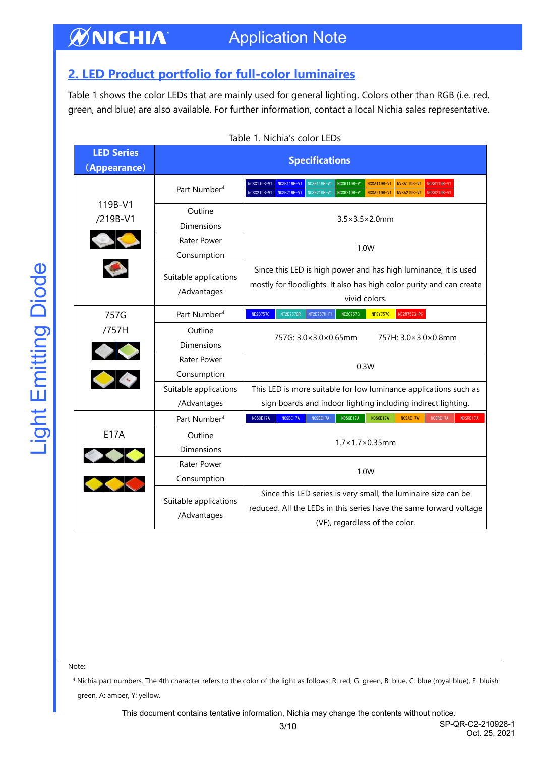## 2. LED Product portfolio for full-color luminaires

Table 1 shows the color LEDs that are mainly used for general lighting. Colors other than RGB (i.e. red, green, and blue) are also available. For further information, contact a local Nichia sales representative.

Table 1. Nichia's color LEDs

| LED Series (Appearance) | Specifications | |
|---|---|---|
| 119B-V1 /219B-V1 | Part Number[4] | NCSC119B-V1, NCSB119B-V1, NCSE119B-V1, NCSG119B-V1, NCSA119B-V1, NVSA119B-V1, NCSR119B-V1; NCSC219B-V1, NCSB219B-V1, NCSE219B-V1, NCSG219B-V1, NCSA219B-V1, NVSA219B-V1, NCSR219B-V1 |
| | Outline Dimensions | 3.5×3.5×2.0mm |
| | Rater Power Consumption | 1.0W |
| | Suitable applications /Advantages | Since this LED is high power and has high luminance, it is used mostly for floodlights. It also has high color purity and can create vivid colors. |
| 757G /757H | Part Number[4] | NE2B757G, NF2E757GR, NF2E757H-F1, NE2G757G, NFSY757G, NE2R757G-P6 |
| | Outline Dimensions | 757G: 3.0×3.0×0.65mm 757H: 3.0×3.0×0.8mm |
| | Rater Power Consumption | 0.3W |
| | Suitable applications /Advantages | This LED is more suitable for low luminance applications such as sign boards and indoor lighting including indirect lighting. |
| E17A | Part Number[4] | NCSCE17A, NCSBE17A, NCSEE17A, NCSGE17A, NCSGE17A, NCSAE17A, NCSRE17A, NCSRE17A |
| | Outline Dimensions | 1.7×1.7×0.35mm |
| | Rater Power Consumption | 1.0W |
| | Suitable applications /Advantages | Since this LED series is very small, the luminaire size can be reduced. All the LEDs in this series have the same forward voltage (VF), regardless of the color. |

Note:

[4] Nichia part numbers. The 4th character refers to the color of the light as follows: R: red, G: green, B: blue, C: blue (royal blue), E: bluish green, A: amber, Y: yellow.

This document contains tentative information, Nichia may change the contents without notice.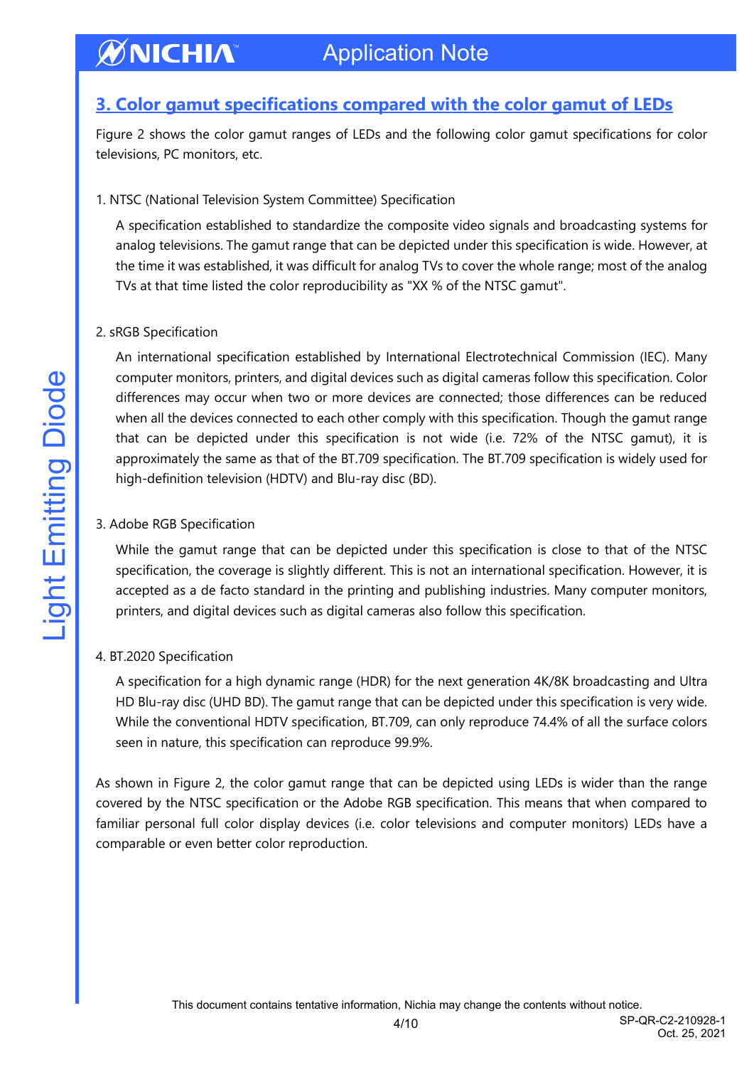## 3. Color gamut specifications compared with the color gamut of LEDs

Figure 2 shows the color gamut ranges of LEDs and the following color gamut specifications for color televisions, PC monitors, etc.

1. NTSC (National Television System Committee) Specification

   A specification established to standardize the composite video signals and broadcasting systems for analog televisions. The gamut range that can be depicted under this specification is wide. However, at the time it was established, it was difficult for analog TVs to cover the whole range; most of the analog TVs at that time listed the color reproducibility as "XX % of the NTSC gamut".

2. sRGB Specification

   An international specification established by International Electrotechnical Commission (IEC). Many computer monitors, printers, and digital devices such as digital cameras follow this specification. Color differences may occur when two or more devices are connected; those differences can be reduced when all the devices connected to each other comply with this specification. Though the gamut range that can be depicted under this specification is not wide (i.e. 72% of the NTSC gamut), it is approximately the same as that of the BT.709 specification. The BT.709 specification is widely used for high-definition television (HDTV) and Blu-ray disc (BD).

3. Adobe RGB Specification

   While the gamut range that can be depicted under this specification is close to that of the NTSC specification, the coverage is slightly different. This is not an international specification. However, it is accepted as a de facto standard in the printing and publishing industries. Many computer monitors, printers, and digital devices such as digital cameras also follow this specification.

4. BT.2020 Specification

   A specification for a high dynamic range (HDR) for the next generation 4K/8K broadcasting and Ultra HD Blu-ray disc (UHD BD). The gamut range that can be depicted under this specification is very wide. While the conventional HDTV specification, BT.709, can only reproduce 74.4% of all the surface colors seen in nature, this specification can reproduce 99.9%.

As shown in Figure 2, the color gamut range that can be depicted using LEDs is wider than the range covered by the NTSC specification or the Adobe RGB specification. This means that when compared to familiar personal full color display devices (i.e. color televisions and computer monitors) LEDs have a comparable or even better color reproduction.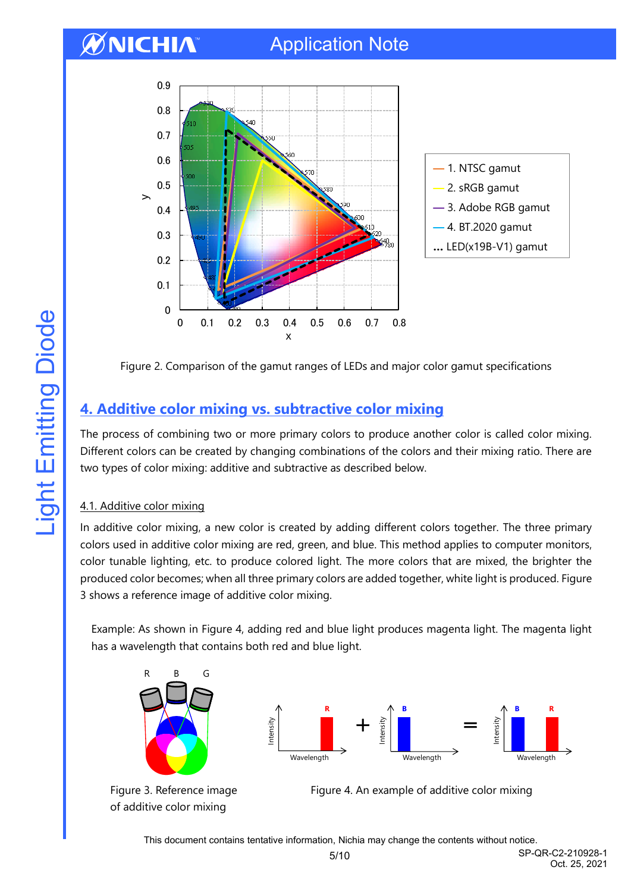Figure 2. Comparison of the gamut ranges of LEDs and major color gamut specifications

## 4. Additive color mixing vs. subtractive color mixing

The process of combining two or more primary colors to produce another color is called color mixing. Different colors can be created by changing combinations of the colors and their mixing ratio. There are two types of color mixing: additive and subtractive as described below.

### 4.1. Additive color mixing

In additive color mixing, a new color is created by adding different colors together. The three primary colors used in additive color mixing are red, green, and blue. This method applies to computer monitors, color tunable lighting, etc. to produce colored light. The more colors that are mixed, the brighter the produced color becomes; when all three primary colors are added together, white light is produced. Figure 3 shows a reference image of additive color mixing.

Example: As shown in Figure 4, adding red and blue light produces magenta light. The magenta light has a wavelength that contains both red and blue light.

Figure 3. Reference image of additive color mixing

Figure 4. An example of additive color mixing

This document contains tentative information, Nichia may change the contents without notice.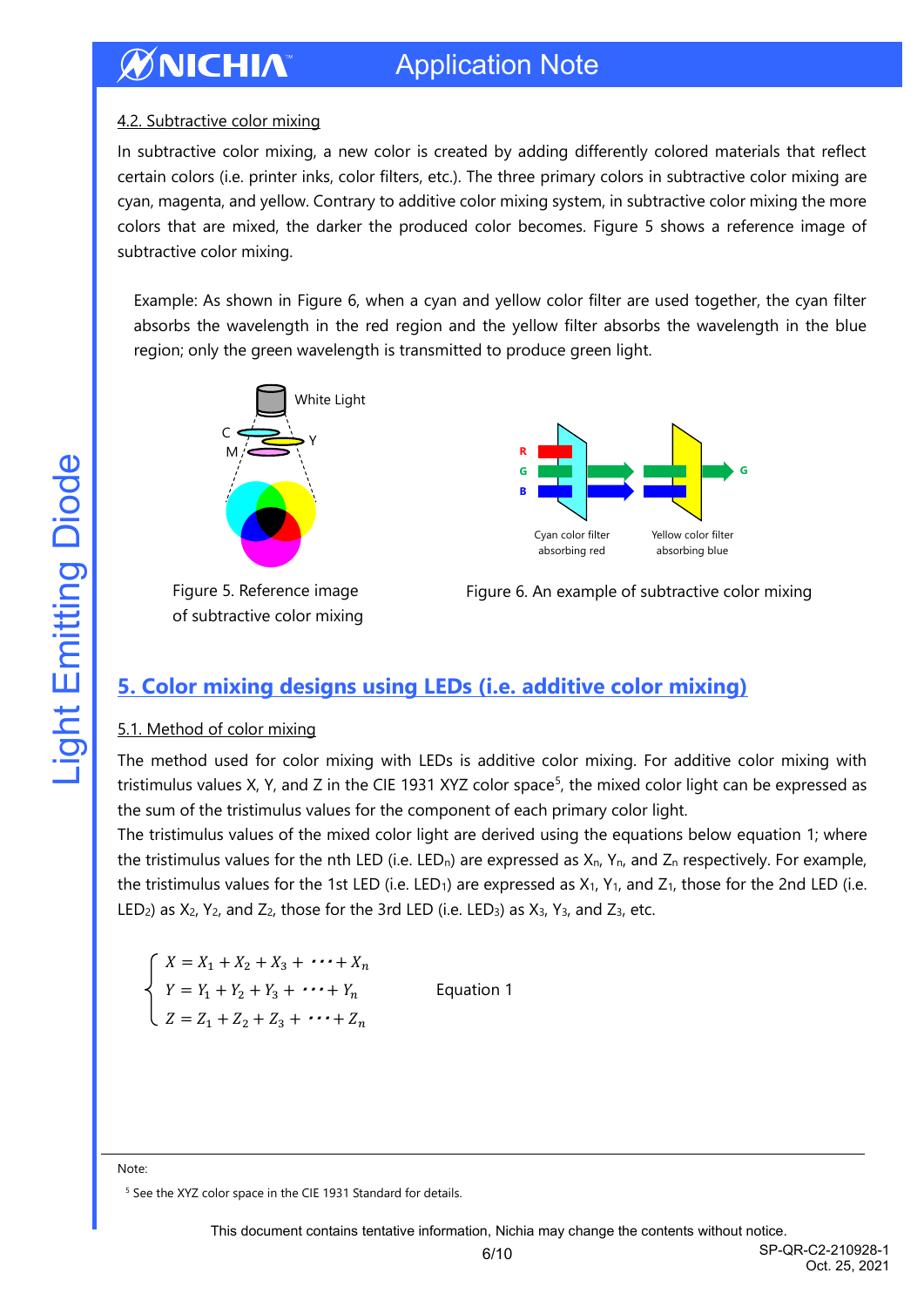#### 4.2. Subtractive color mixing

In subtractive color mixing, a new color is created by adding differently colored materials that reflect certain colors (i.e. printer inks, color filters, etc.). The three primary colors in subtractive color mixing are cyan, magenta, and yellow. Contrary to additive color mixing system, in subtractive color mixing the more colors that are mixed, the darker the produced color becomes. Figure 5 shows a reference image of subtractive color mixing.

Example: As shown in Figure 6, when a cyan and yellow color filter are used together, the cyan filter absorbs the wavelength in the red region and the yellow filter absorbs the wavelength in the blue region; only the green wavelength is transmitted to produce green light.

Figure 5. Reference image of subtractive color mixing

Figure 6. An example of subtractive color mixing

## 5. Color mixing designs using LEDs (i.e. additive color mixing)

#### 5.1. Method of color mixing

The method used for color mixing with LEDs is additive color mixing. For additive color mixing with tristimulus values X, Y, and Z in the CIE 1931 XYZ color space[5], the mixed color light can be expressed as the sum of the tristimulus values for the component of each primary color light.

The tristimulus values of the mixed color light are derived using the equations below equation 1; where the tristimulus values for the nth LED (i.e. $LED_n$) are expressed as $X_n$, $Y_n$, and $Z_n$ respectively. For example, the tristimulus values for the 1st LED (i.e. $LED_1$) are expressed as $X_1$, $Y_1$, and $Z_1$, those for the 2nd LED (i.e. $LED_2$) as $X_2$, $Y_2$, and $Z_2$, those for the 3rd LED (i.e. $LED_3$) as $X_3$, $Y_3$, and $Z_3$, etc.

$$\begin{cases} X = X_1 + X_2 + X_3 + \cdots + X_n \\ Y = Y_1 + Y_2 + Y_3 + \cdots + Y_n \\ Z = Z_1 + Z_2 + Z_3 + \cdots + Z_n \end{cases} \qquad \text{Equation 1}$$

Note:

[5] See the XYZ color space in the CIE 1931 Standard for details.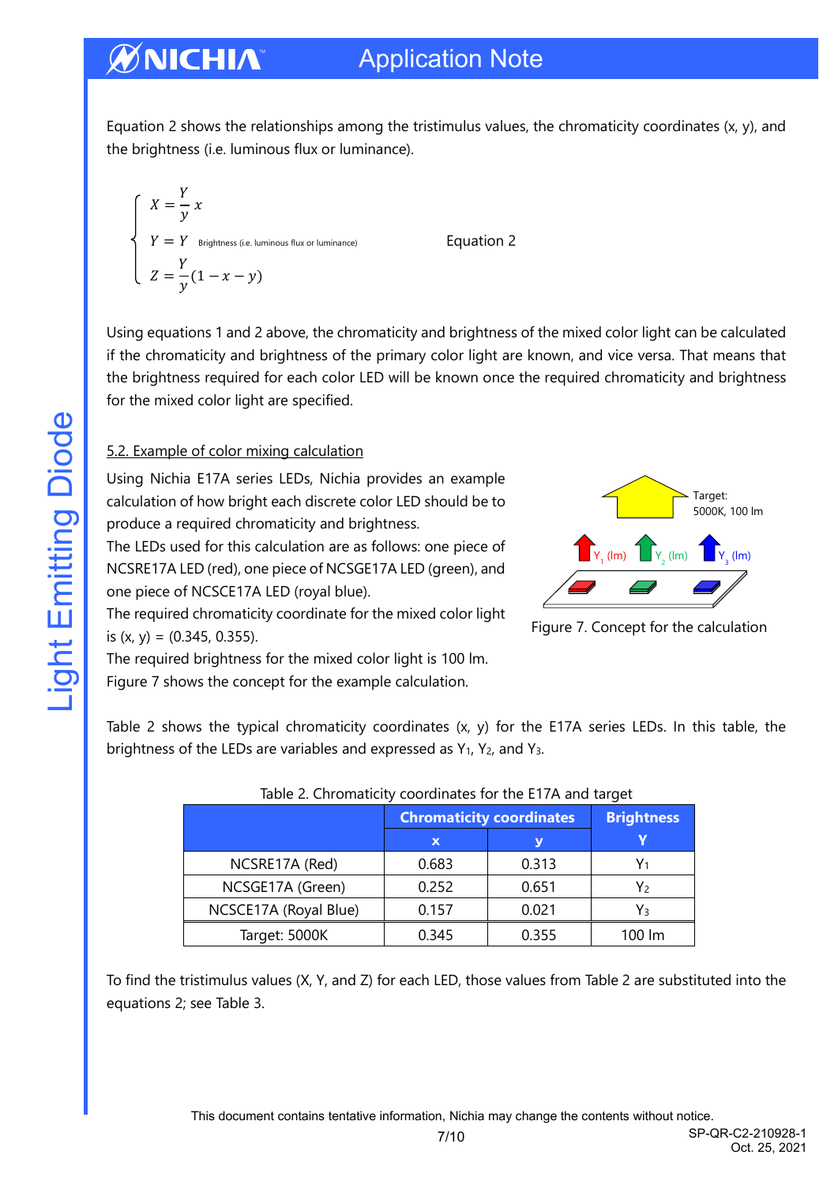Equation 2 shows the relationships among the tristimulus values, the chromaticity coordinates (x, y), and the brightness (i.e. luminous flux or luminance).

$$\begin{cases} X = \dfrac{Y}{y}x \\ Y = Y \quad \text{Brightness (i.e. luminous flux or luminance)} \\ Z = \dfrac{Y}{y}(1 - x - y) \end{cases} \qquad \text{Equation 2}$$

Using equations 1 and 2 above, the chromaticity and brightness of the mixed color light can be calculated if the chromaticity and brightness of the primary color light are known, and vice versa. That means that the brightness required for each color LED will be known once the required chromaticity and brightness for the mixed color light are specified.

## 5.2. Example of color mixing calculation

Using Nichia E17A series LEDs, Nichia provides an example calculation of how bright each discrete color LED should be to produce a required chromaticity and brightness.
The LEDs used for this calculation are as follows: one piece of NCSRE17A LED (red), one piece of NCSGE17A LED (green), and one piece of NCSCE17A LED (royal blue).
The required chromaticity coordinate for the mixed color light is (x, y) = (0.345, 0.355).
The required brightness for the mixed color light is 100 lm.
Figure 7 shows the concept for the example calculation.

Target: 5000K, 100 lm

$Y_1$ (lm) $Y_2$ (lm) $Y_3$ (lm)

Figure 7. Concept for the calculation

Table 2 shows the typical chromaticity coordinates (x, y) for the E17A series LEDs. In this table, the brightness of the LEDs are variables and expressed as $Y_1$, $Y_2$, and $Y_3$.

Table 2. Chromaticity coordinates for the E17A and target

| | Chromaticity coordinates | | Brightness |
|---|---|---|---|
| | x | y | Y |
| NCSRE17A (Red) | 0.683 | 0.313 | $Y_1$ |
| NCSGE17A (Green) | 0.252 | 0.651 | $Y_2$ |
| NCSCE17A (Royal Blue) | 0.157 | 0.021 | $Y_3$ |
| Target: 5000K | 0.345 | 0.355 | 100 lm |

To find the tristimulus values (X, Y, and Z) for each LED, those values from Table 2 are substituted into the equations 2; see Table 3.

This document contains tentative information, Nichia may change the contents without notice.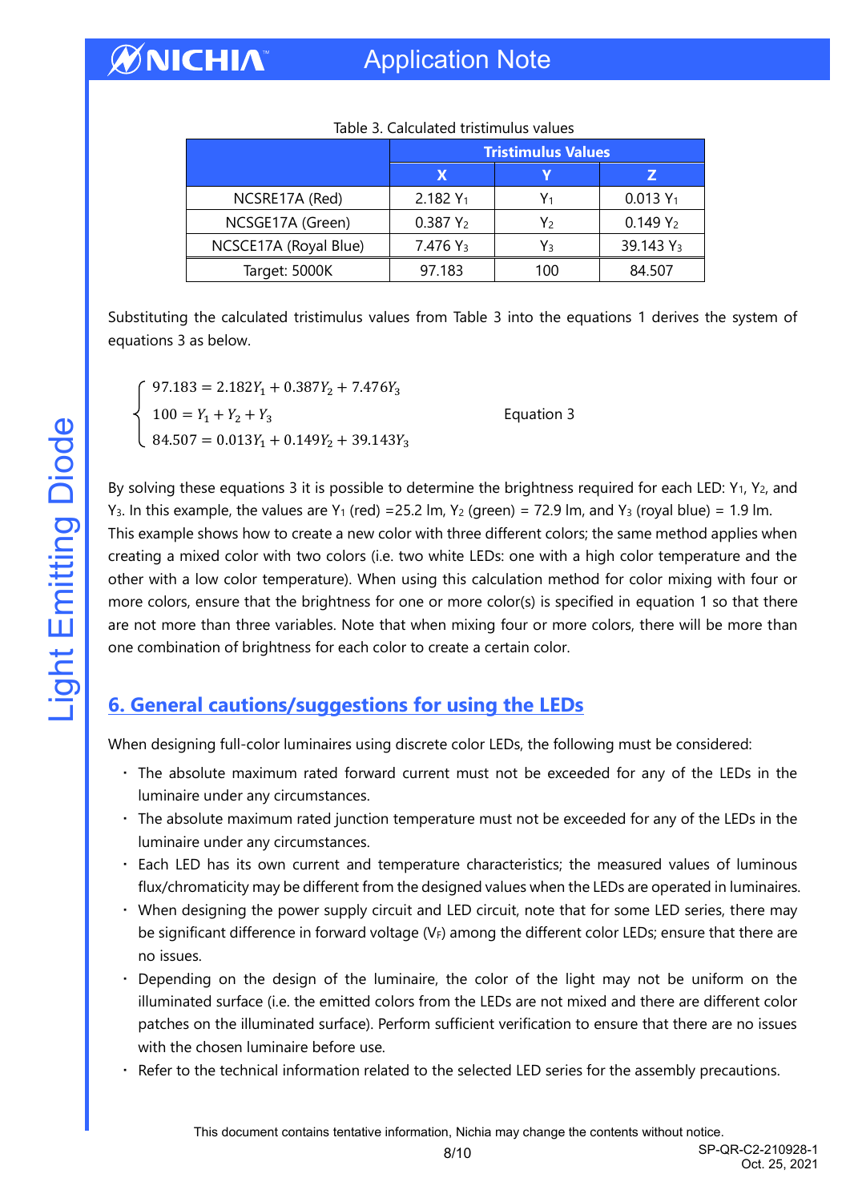Table 3. Calculated tristimulus values

| | Tristimulus Values | | |
|---|---|---|---|
| | X | Y | Z |
| NCSRE17A (Red) | 2.182 $Y_1$ | $Y_1$ | 0.013 $Y_1$ |
| NCSGE17A (Green) | 0.387 $Y_2$ | $Y_2$ | 0.149 $Y_2$ |
| NCSCE17A (Royal Blue) | 7.476 $Y_3$ | $Y_3$ | 39.143 $Y_3$ |
| Target: 5000K | 97.183 | 100 | 84.507 |

Substituting the calculated tristimulus values from Table 3 into the equations 1 derives the system of equations 3 as below.

$$\begin{cases} 97.183 = 2.182Y_1 + 0.387Y_2 + 7.476Y_3 \\ 100 = Y_1 + Y_2 + Y_3 \\ 84.507 = 0.013Y_1 + 0.149Y_2 + 39.143Y_3 \end{cases} \qquad \text{Equation 3}$$

By solving these equations 3 it is possible to determine the brightness required for each LED: $Y_1$, $Y_2$, and $Y_3$. In this example, the values are $Y_1$ (red) =25.2 lm, $Y_2$ (green) = 72.9 lm, and $Y_3$ (royal blue) = 1.9 lm. This example shows how to create a new color with three different colors; the same method applies when creating a mixed color with two colors (i.e. two white LEDs: one with a high color temperature and the other with a low color temperature). When using this calculation method for color mixing with four or more colors, ensure that the brightness for one or more color(s) is specified in equation 1 so that there are not more than three variables. Note that when mixing four or more colors, there will be more than one combination of brightness for each color to create a certain color.

## 6. General cautions/suggestions for using the LEDs

When designing full-color luminaires using discrete color LEDs, the following must be considered:

- The absolute maximum rated forward current must not be exceeded for any of the LEDs in the luminaire under any circumstances.
- The absolute maximum rated junction temperature must not be exceeded for any of the LEDs in the luminaire under any circumstances.
- Each LED has its own current and temperature characteristics; the measured values of luminous flux/chromaticity may be different from the designed values when the LEDs are operated in luminaires.
- When designing the power supply circuit and LED circuit, note that for some LED series, there may be significant difference in forward voltage ($V_F$) among the different color LEDs; ensure that there are no issues.
- Depending on the design of the luminaire, the color of the light may not be uniform on the illuminated surface (i.e. the emitted colors from the LEDs are not mixed and there are different color patches on the illuminated surface). Perform sufficient verification to ensure that there are no issues with the chosen luminaire before use.
- Refer to the technical information related to the selected LED series for the assembly precautions.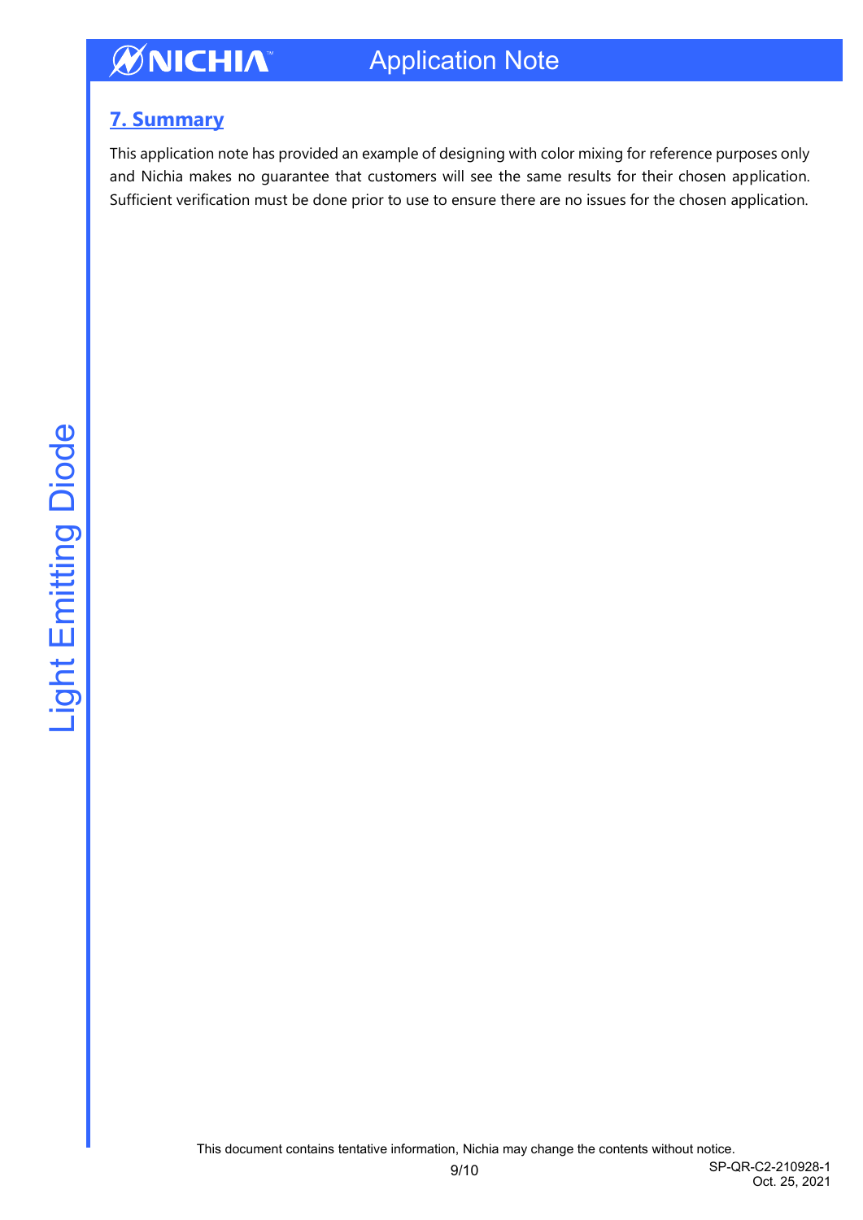## 7. Summary

This application note has provided an example of designing with color mixing for reference purposes only and Nichia makes no guarantee that customers will see the same results for their chosen application. Sufficient verification must be done prior to use to ensure there are no issues for the chosen application.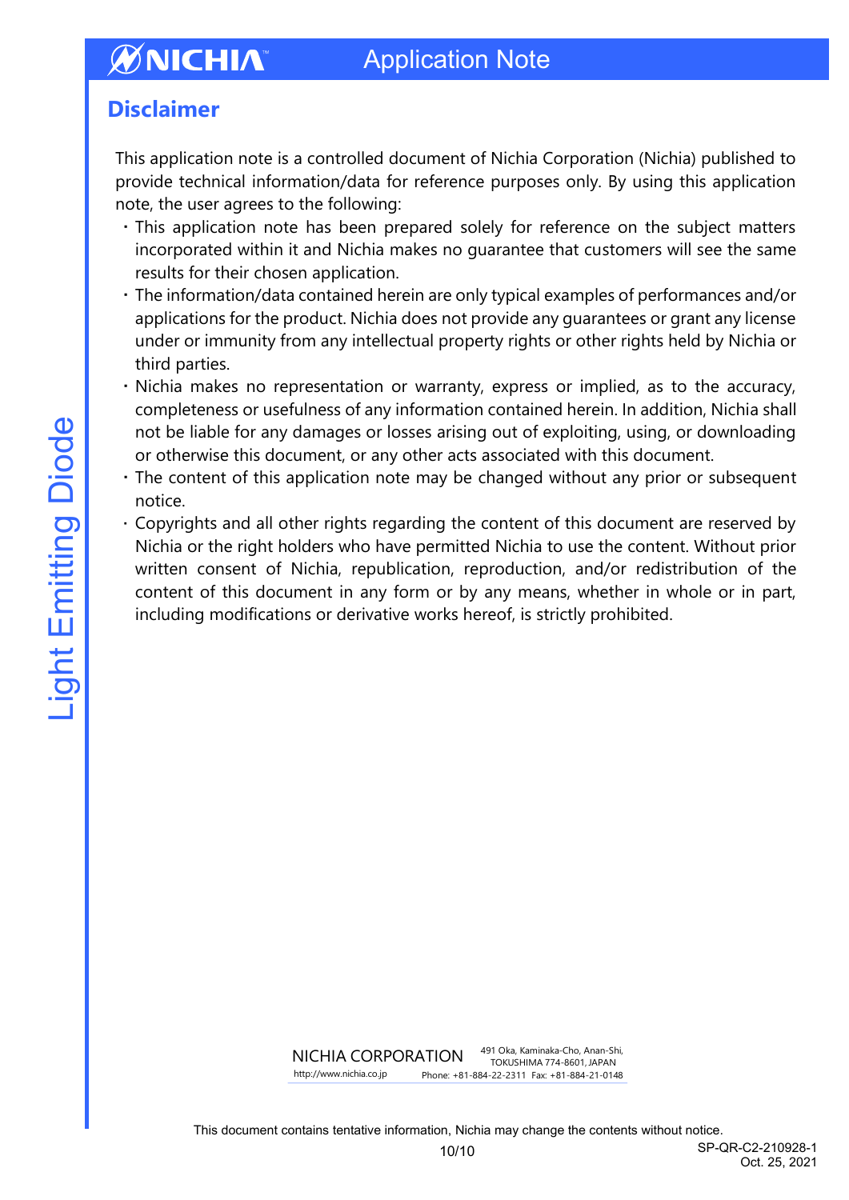## Disclaimer

This application note is a controlled document of Nichia Corporation (Nichia) published to provide technical information/data for reference purposes only. By using this application note, the user agrees to the following:

- This application note has been prepared solely for reference on the subject matters incorporated within it and Nichia makes no guarantee that customers will see the same results for their chosen application.
- The information/data contained herein are only typical examples of performances and/or applications for the product. Nichia does not provide any guarantees or grant any license under or immunity from any intellectual property rights or other rights held by Nichia or third parties.
- Nichia makes no representation or warranty, express or implied, as to the accuracy, completeness or usefulness of any information contained herein. In addition, Nichia shall not be liable for any damages or losses arising out of exploiting, using, or downloading or otherwise this document, or any other acts associated with this document.
- The content of this application note may be changed without any prior or subsequent notice.
- Copyrights and all other rights regarding the content of this document are reserved by Nichia or the right holders who have permitted Nichia to use the content. Without prior written consent of Nichia, republication, reproduction, and/or redistribution of the content of this document in any form or by any means, whether in whole or in part, including modifications or derivative works hereof, is strictly prohibited.

NICHIA CORPORATION
491 Oka, Kaminaka-Cho, Anan-Shi, TOKUSHIMA 774-8601, JAPAN
http://www.nichia.co.jp
Phone: +81-884-22-2311 Fax: +81-884-21-0148